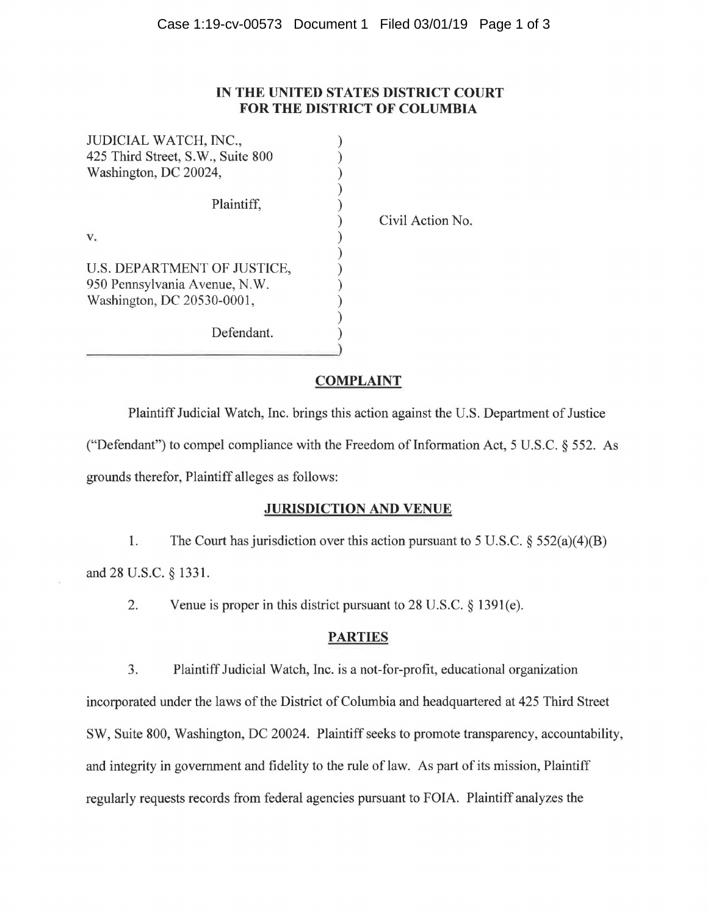**IN THE UNITED STATES DISTRICT COURT**
**FOR THE DISTRICT OF COLUMBIA**

JUDICIAL WATCH, INC.,
425 Third Street, S.W., Suite 800
Washington, DC 20024,

Plaintiff,

v.

U.S. DEPARTMENT OF JUSTICE,
950 Pennsylvania Avenue, N.W.
Washington, DC 20530-0001,

Defendant.

Civil Action No.

## COMPLAINT

Plaintiff Judicial Watch, Inc. brings this action against the U.S. Department of Justice ("Defendant") to compel compliance with the Freedom of Information Act, 5 U.S.C. § 552. As grounds therefor, Plaintiff alleges as follows:

## JURISDICTION AND VENUE

1. The Court has jurisdiction over this action pursuant to 5 U.S.C. § 552(a)(4)(B) and 28 U.S.C. § 1331.

2. Venue is proper in this district pursuant to 28 U.S.C. § 1391(e).

## PARTIES

3. Plaintiff Judicial Watch, Inc. is a not-for-profit, educational organization incorporated under the laws of the District of Columbia and headquartered at 425 Third Street SW, Suite 800, Washington, DC 20024. Plaintiff seeks to promote transparency, accountability, and integrity in government and fidelity to the rule of law. As part of its mission, Plaintiff regularly requests records from federal agencies pursuant to FOIA. Plaintiff analyzes the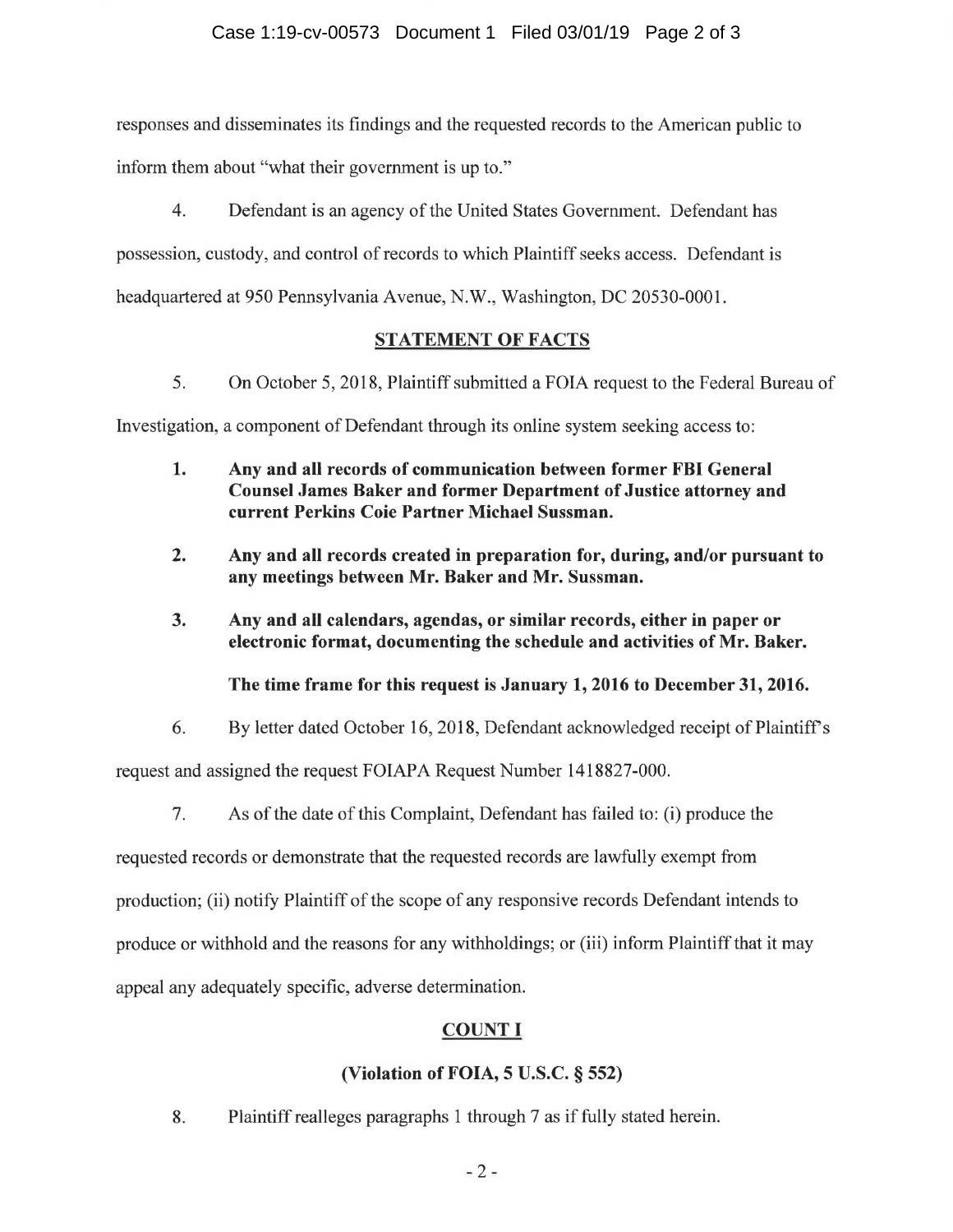responses and disseminates its findings and the requested records to the American public to inform them about "what their government is up to."

4. Defendant is an agency of the United States Government. Defendant has possession, custody, and control of records to which Plaintiff seeks access. Defendant is headquartered at 950 Pennsylvania Avenue, N.W., Washington, DC 20530-0001.

## STATEMENT OF FACTS

5. On October 5, 2018, Plaintiff submitted a FOIA request to the Federal Bureau of Investigation, a component of Defendant through its online system seeking access to:

> 1. **Any and all records of communication between former FBI General Counsel James Baker and former Department of Justice attorney and current Perkins Coie Partner Michael Sussman.**
> 2. **Any and all records created in preparation for, during, and/or pursuant to any meetings between Mr. Baker and Mr. Sussman.**
> 3. **Any and all calendars, agendas, or similar records, either in paper or electronic format, documenting the schedule and activities of Mr. Baker.**
>
> **The time frame for this request is January 1, 2016 to December 31, 2016.**

6. By letter dated October 16, 2018, Defendant acknowledged receipt of Plaintiff's request and assigned the request FOIAPA Request Number 1418827-000.

7. As of the date of this Complaint, Defendant has failed to: (i) produce the requested records or demonstrate that the requested records are lawfully exempt from production; (ii) notify Plaintiff of the scope of any responsive records Defendant intends to produce or withhold and the reasons for any withholdings; or (iii) inform Plaintiff that it may appeal any adequately specific, adverse determination.

## COUNT I

### (Violation of FOIA, 5 U.S.C. § 552)

8. Plaintiff realleges paragraphs 1 through 7 as if fully stated herein.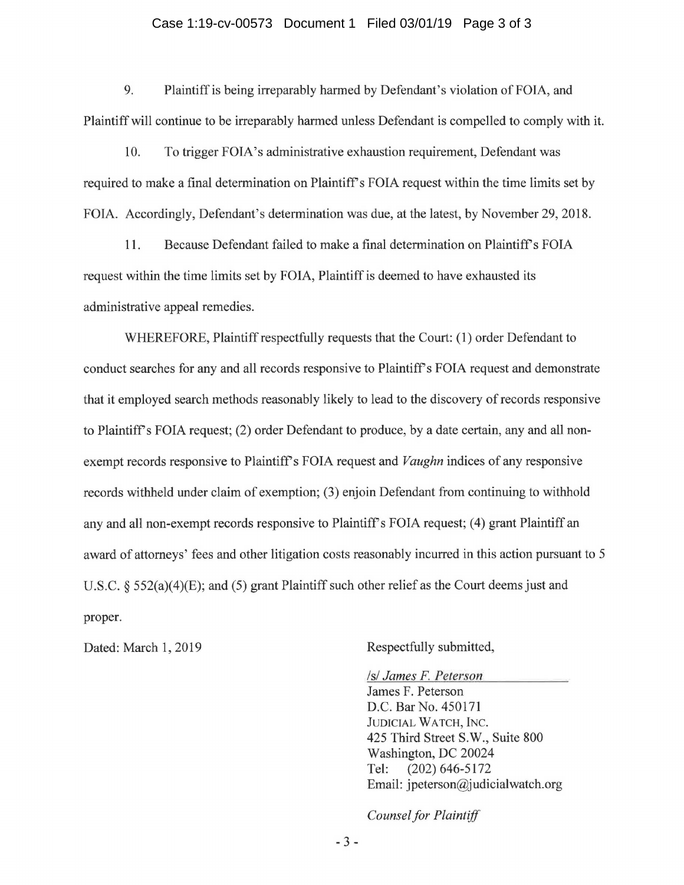9. Plaintiff is being irreparably harmed by Defendant's violation of FOIA, and Plaintiff will continue to be irreparably harmed unless Defendant is compelled to comply with it.

10. To trigger FOIA's administrative exhaustion requirement, Defendant was required to make a final determination on Plaintiff's FOIA request within the time limits set by FOIA. Accordingly, Defendant's determination was due, at the latest, by November 29, 2018.

11. Because Defendant failed to make a final determination on Plaintiff's FOIA request within the time limits set by FOIA, Plaintiff is deemed to have exhausted its administrative appeal remedies.

WHEREFORE, Plaintiff respectfully requests that the Court: (1) order Defendant to conduct searches for any and all records responsive to Plaintiff's FOIA request and demonstrate that it employed search methods reasonably likely to lead to the discovery of records responsive to Plaintiff's FOIA request; (2) order Defendant to produce, by a date certain, any and all non-exempt records responsive to Plaintiff's FOIA request and *Vaughn* indices of any responsive records withheld under claim of exemption; (3) enjoin Defendant from continuing to withhold any and all non-exempt records responsive to Plaintiff's FOIA request; (4) grant Plaintiff an award of attorneys' fees and other litigation costs reasonably incurred in this action pursuant to 5 U.S.C. § 552(a)(4)(E); and (5) grant Plaintiff such other relief as the Court deems just and proper.

Dated: March 1, 2019

Respectfully submitted,

*/s/ James F. Peterson*
James F. Peterson
D.C. Bar No. 450171
JUDICIAL WATCH, INC.
425 Third Street S.W., Suite 800
Washington, DC 20024
Tel: (202) 646-5172
Email: jpeterson@judicialwatch.org

*Counsel for Plaintiff*